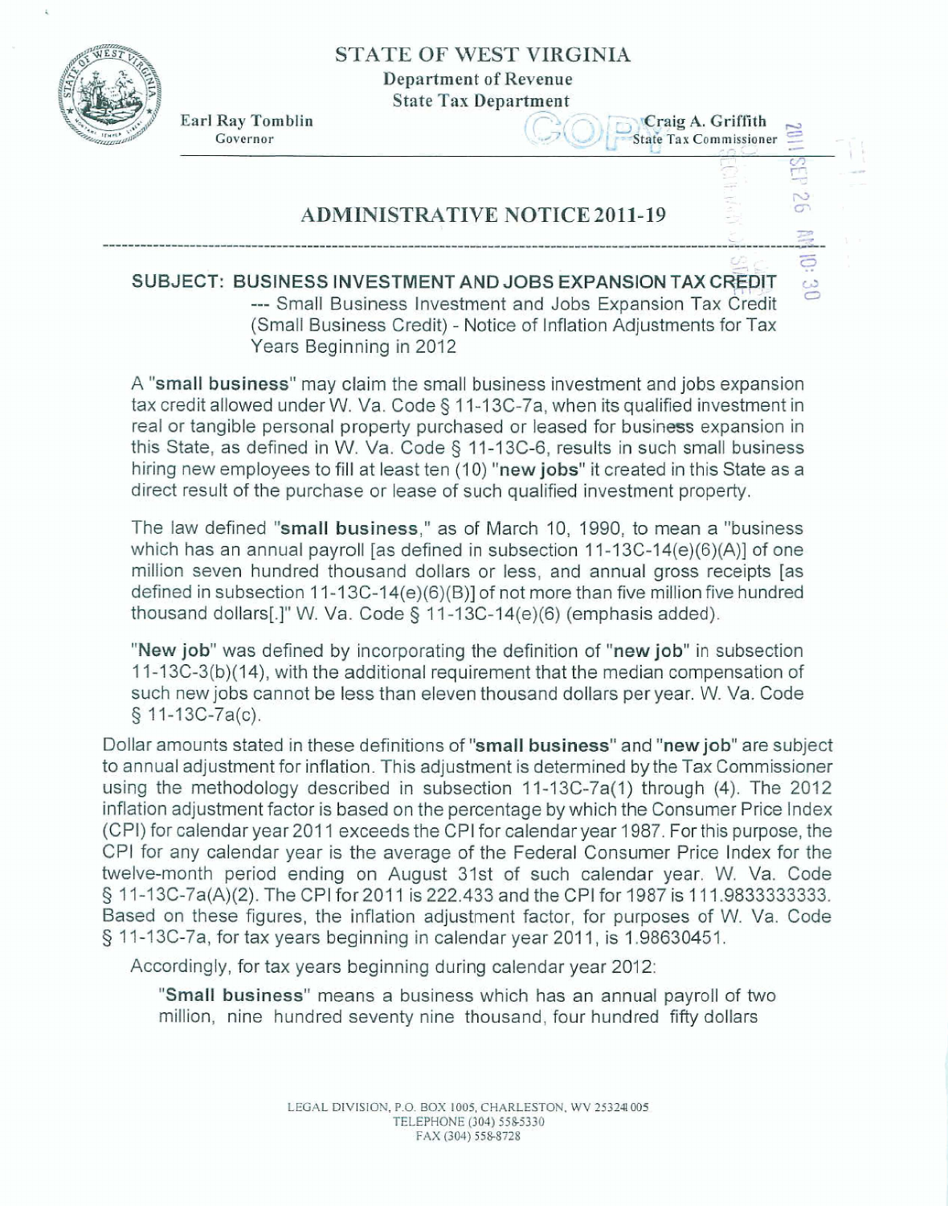# STATE OF WEST VIRGINIA

**Department of Revenue**
**State Tax Department**

**Earl Ray Tomblin**
Governor

**Craig A. Griffith**
State Tax Commissioner

## ADMINISTRATIVE NOTICE 2011-19

---

**SUBJECT: BUSINESS INVESTMENT AND JOBS EXPANSION TAX CREDIT**
--- Small Business Investment and Jobs Expansion Tax Credit (Small Business Credit) - Notice of Inflation Adjustments for Tax Years Beginning in 2012

A "**small business**" may claim the small business investment and jobs expansion tax credit allowed under W. Va. Code § 11-13C-7a, when its qualified investment in real or tangible personal property purchased or leased for business expansion in this State, as defined in W. Va. Code § 11-13C-6, results in such small business hiring new employees to fill at least ten (10) "**new jobs**" it created in this State as a direct result of the purchase or lease of such qualified investment property.

The law defined "**small business**," as of March 10, 1990, to mean a "business which has an annual payroll [as defined in subsection 11-13C-14(e)(6)(A)] of one million seven hundred thousand dollars or less, and annual gross receipts [as defined in subsection 11-13C-14(e)(6)(B)] of not more than five million five hundred thousand dollars[.]" W. Va. Code § 11-13C-14(e)(6) (emphasis added).

"**New job**" was defined by incorporating the definition of "**new job**" in subsection 11-13C-3(b)(14), with the additional requirement that the median compensation of such new jobs cannot be less than eleven thousand dollars per year. W. Va. Code § 11-13C-7a(c).

Dollar amounts stated in these definitions of "**small business**" and "**new job**" are subject to annual adjustment for inflation. This adjustment is determined by the Tax Commissioner using the methodology described in subsection 11-13C-7a(1) through (4). The 2012 inflation adjustment factor is based on the percentage by which the Consumer Price Index (CPI) for calendar year 2011 exceeds the CPI for calendar year 1987. For this purpose, the CPI for any calendar year is the average of the Federal Consumer Price Index for the twelve-month period ending on August 31st of such calendar year. W. Va. Code § 11-13C-7a(A)(2). The CPI for 2011 is 222.433 and the CPI for 1987 is 111.9833333333. Based on these figures, the inflation adjustment factor, for purposes of W. Va. Code § 11-13C-7a, for tax years beginning in calendar year 2011, is 1.98630451.

Accordingly, for tax years beginning during calendar year 2012:

"**Small business**" means a business which has an annual payroll of two million, nine hundred seventy nine thousand, four hundred fifty dollars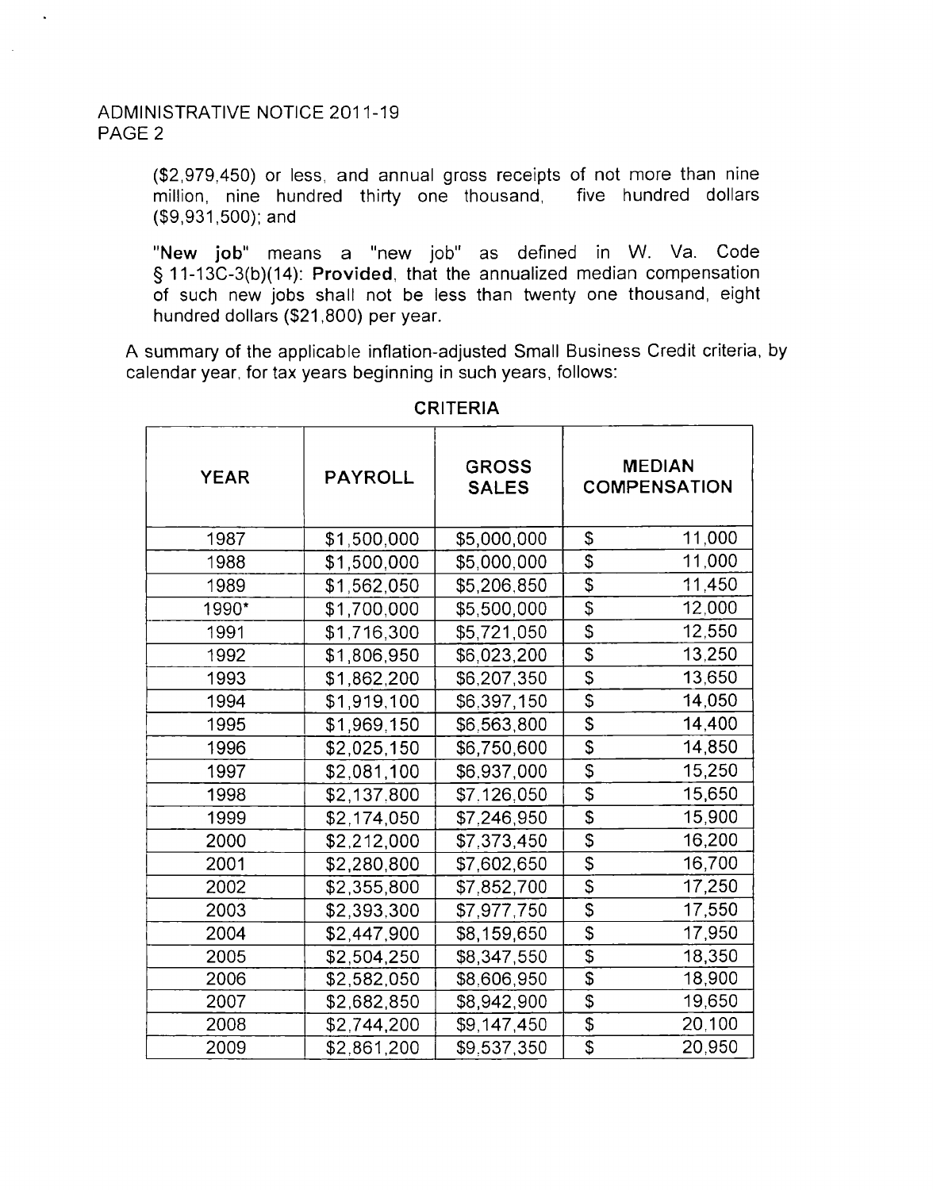($2,979,450) or less, and annual gross receipts of not more than nine million, nine hundred thirty one thousand, five hundred dollars ($9,931,500); and

"**New job**" means a "new job" as defined in W. Va. Code § 11-13C-3(b)(14): **Provided**, that the annualized median compensation of such new jobs shall not be less than twenty one thousand, eight hundred dollars ($21,800) per year.

A summary of the applicable inflation-adjusted Small Business Credit criteria, by calendar year, for tax years beginning in such years, follows:

**CRITERIA**

| YEAR | PAYROLL | GROSS SALES | MEDIAN COMPENSATION |
|---|---|---|---|
| 1987 | $1,500,000 | $5,000,000 | $ 11,000 |
| 1988 | $1,500,000 | $5,000,000 | $ 11,000 |
| 1989 | $1,562,050 | $5,206,850 | $ 11,450 |
| 1990* | $1,700,000 | $5,500,000 | $ 12,000 |
| 1991 | $1,716,300 | $5,721,050 | $ 12,550 |
| 1992 | $1,806,950 | $6,023,200 | $ 13,250 |
| 1993 | $1,862,200 | $6,207,350 | $ 13,650 |
| 1994 | $1,919,100 | $6,397,150 | $ 14,050 |
| 1995 | $1,969,150 | $6,563,800 | $ 14,400 |
| 1996 | $2,025,150 | $6,750,600 | $ 14,850 |
| 1997 | $2,081,100 | $6,937,000 | $ 15,250 |
| 1998 | $2,137,800 | $7,126,050 | $ 15,650 |
| 1999 | $2,174,050 | $7,246,950 | $ 15,900 |
| 2000 | $2,212,000 | $7,373,450 | $ 16,200 |
| 2001 | $2,280,800 | $7,602,650 | $ 16,700 |
| 2002 | $2,355,800 | $7,852,700 | $ 17,250 |
| 2003 | $2,393,300 | $7,977,750 | $ 17,550 |
| 2004 | $2,447,900 | $8,159,650 | $ 17,950 |
| 2005 | $2,504,250 | $8,347,550 | $ 18,350 |
| 2006 | $2,582,050 | $8,606,950 | $ 18,900 |
| 2007 | $2,682,850 | $8,942,900 | $ 19,650 |
| 2008 | $2,744,200 | $9,147,450 | $ 20,100 |
| 2009 | $2,861,200 | $9,537,350 | $ 20,950 |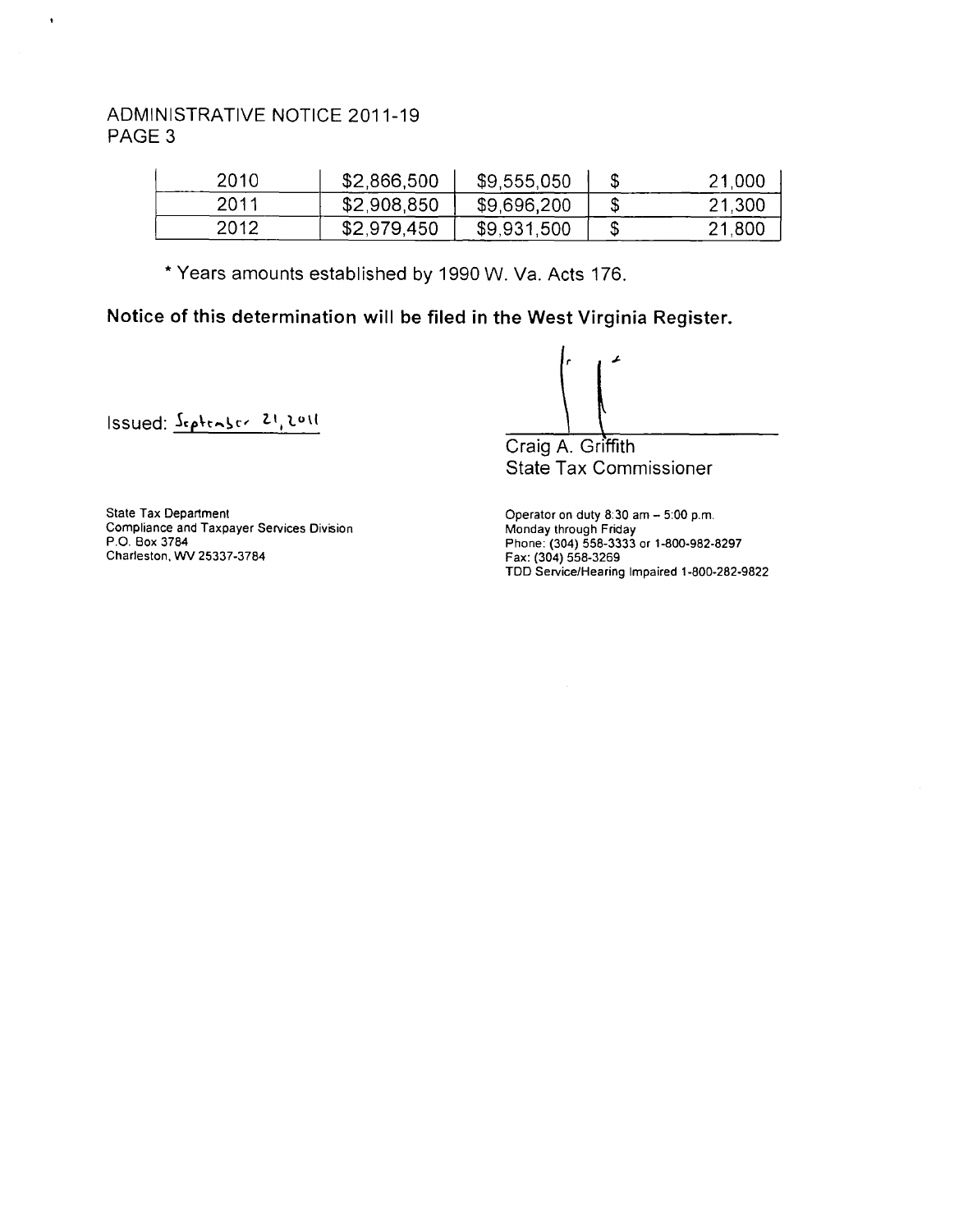ADMINISTRATIVE NOTICE 2011-19
PAGE 3

| | | | |
|---|---|---|---|
| 2010 | $2,866,500 | $9,555,050 | $ 21,000 |
| 2011 | $2,908,850 | $9,696,200 | $ 21,300 |
| 2012 | $2,979,450 | $9,931,500 | $ 21,800 |

* Years amounts established by 1990 W. Va. Acts 176.

**Notice of this determination will be filed in the West Virginia Register.**

Issued: September 21, 2011

Craig A. Griffith
State Tax Commissioner

State Tax Department
Compliance and Taxpayer Services Division
P.O. Box 3784
Charleston, WV 25337-3784

Operator on duty 8:30 am – 5:00 p.m.
Monday through Friday
Phone: (304) 558-3333 or 1-800-982-8297
Fax: (304) 558-3269
TDD Service/Hearing Impaired 1-800-282-9822